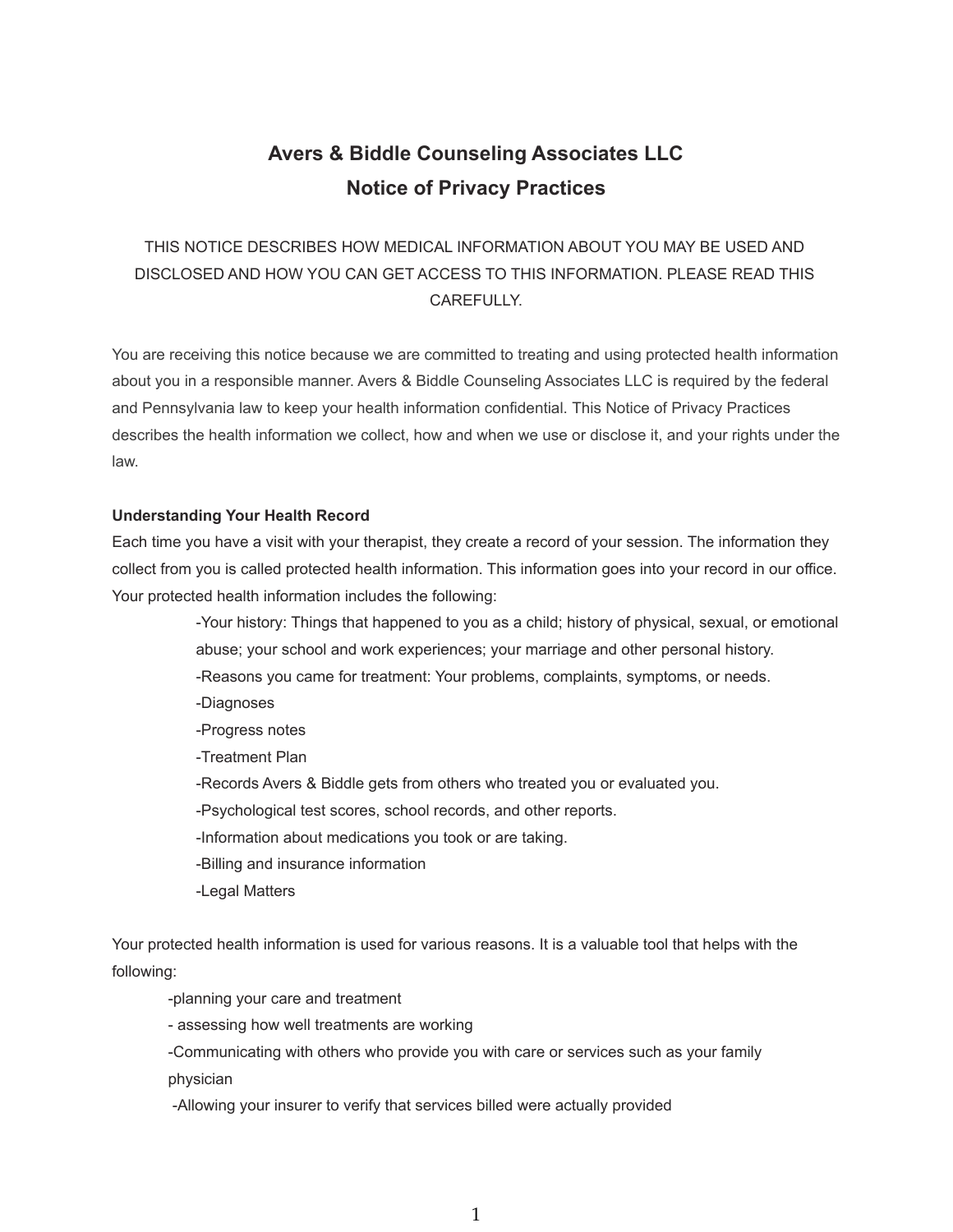# Avers & Biddle Counseling Associates LLC
## Notice of Privacy Practices

THIS NOTICE DESCRIBES HOW MEDICAL INFORMATION ABOUT YOU MAY BE USED AND DISCLOSED AND HOW YOU CAN GET ACCESS TO THIS INFORMATION. PLEASE READ THIS CAREFULLY.

You are receiving this notice because we are committed to treating and using protected health information about you in a responsible manner. Avers & Biddle Counseling Associates LLC is required by the federal and Pennsylvania law to keep your health information confidential. This Notice of Privacy Practices describes the health information we collect, how and when we use or disclose it, and your rights under the law.

**Understanding Your Health Record**

Each time you have a visit with your therapist, they create a record of your session. The information they collect from you is called protected health information. This information goes into your record in our office. Your protected health information includes the following:

- Your history: Things that happened to you as a child; history of physical, sexual, or emotional abuse; your school and work experiences; your marriage and other personal history.
- Reasons you came for treatment: Your problems, complaints, symptoms, or needs.
- Diagnoses
- Progress notes
- Treatment Plan
- Records Avers & Biddle gets from others who treated you or evaluated you.
- Psychological test scores, school records, and other reports.
- Information about medications you took or are taking.
- Billing and insurance information
- Legal Matters

Your protected health information is used for various reasons. It is a valuable tool that helps with the following:

- planning your care and treatment
- assessing how well treatments are working
- Communicating with others who provide you with care or services such as your family physician
- Allowing your insurer to verify that services billed were actually provided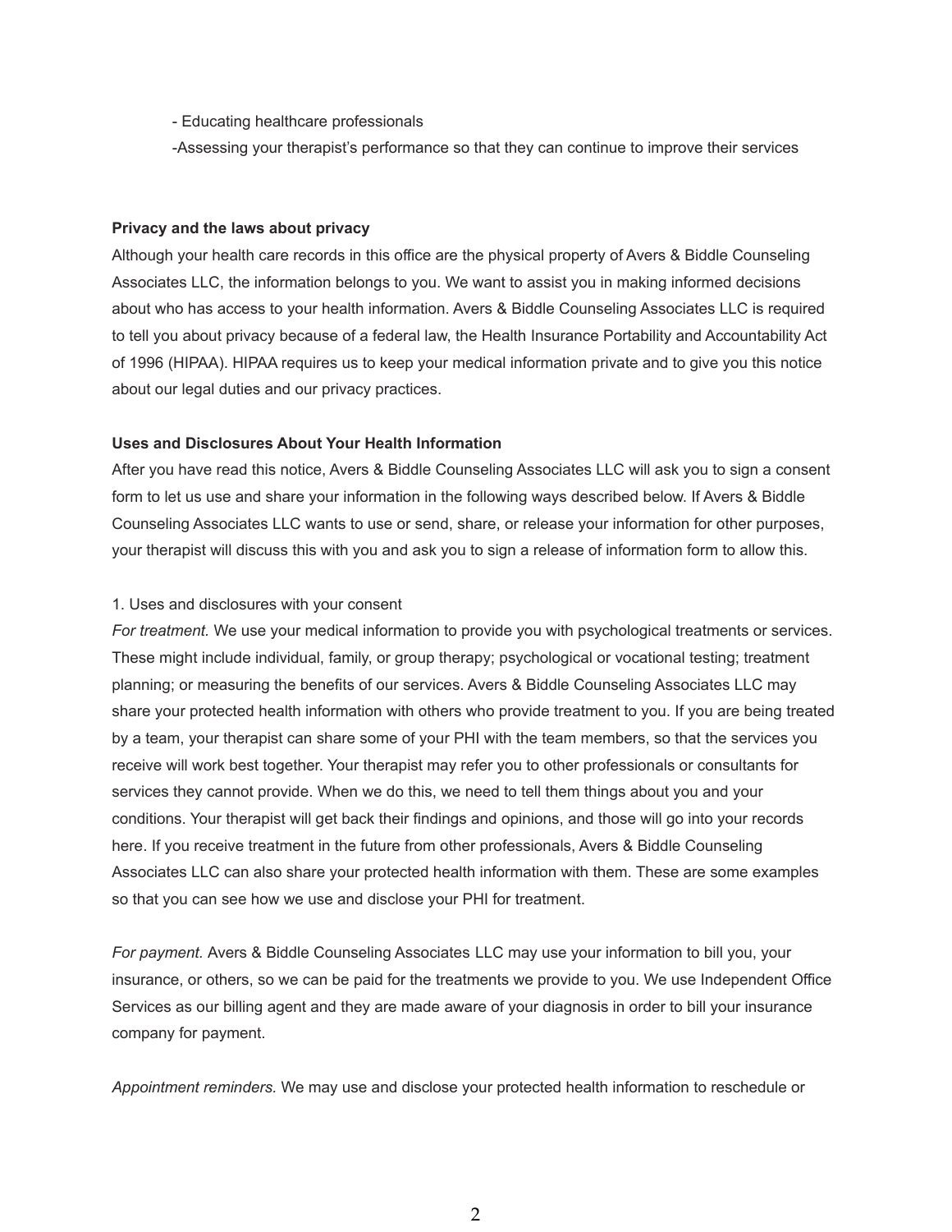- Educating healthcare professionals
- Assessing your therapist's performance so that they can continue to improve their services

**Privacy and the laws about privacy**

Although your health care records in this office are the physical property of Avers & Biddle Counseling Associates LLC, the information belongs to you. We want to assist you in making informed decisions about who has access to your health information. Avers & Biddle Counseling Associates LLC is required to tell you about privacy because of a federal law, the Health Insurance Portability and Accountability Act of 1996 (HIPAA). HIPAA requires us to keep your medical information private and to give you this notice about our legal duties and our privacy practices.

**Uses and Disclosures About Your Health Information**

After you have read this notice, Avers & Biddle Counseling Associates LLC will ask you to sign a consent form to let us use and share your information in the following ways described below. If Avers & Biddle Counseling Associates LLC wants to use or send, share, or release your information for other purposes, your therapist will discuss this with you and ask you to sign a release of information form to allow this.

1. Uses and disclosures with your consent

*For treatment.* We use your medical information to provide you with psychological treatments or services. These might include individual, family, or group therapy; psychological or vocational testing; treatment planning; or measuring the benefits of our services. Avers & Biddle Counseling Associates LLC may share your protected health information with others who provide treatment to you. If you are being treated by a team, your therapist can share some of your PHI with the team members, so that the services you receive will work best together. Your therapist may refer you to other professionals or consultants for services they cannot provide. When we do this, we need to tell them things about you and your conditions. Your therapist will get back their findings and opinions, and those will go into your records here. If you receive treatment in the future from other professionals, Avers & Biddle Counseling Associates LLC can also share your protected health information with them. These are some examples so that you can see how we use and disclose your PHI for treatment.

*For payment.* Avers & Biddle Counseling Associates LLC may use your information to bill you, your insurance, or others, so we can be paid for the treatments we provide to you. We use Independent Office Services as our billing agent and they are made aware of your diagnosis in order to bill your insurance company for payment.

*Appointment reminders.* We may use and disclose your protected health information to reschedule or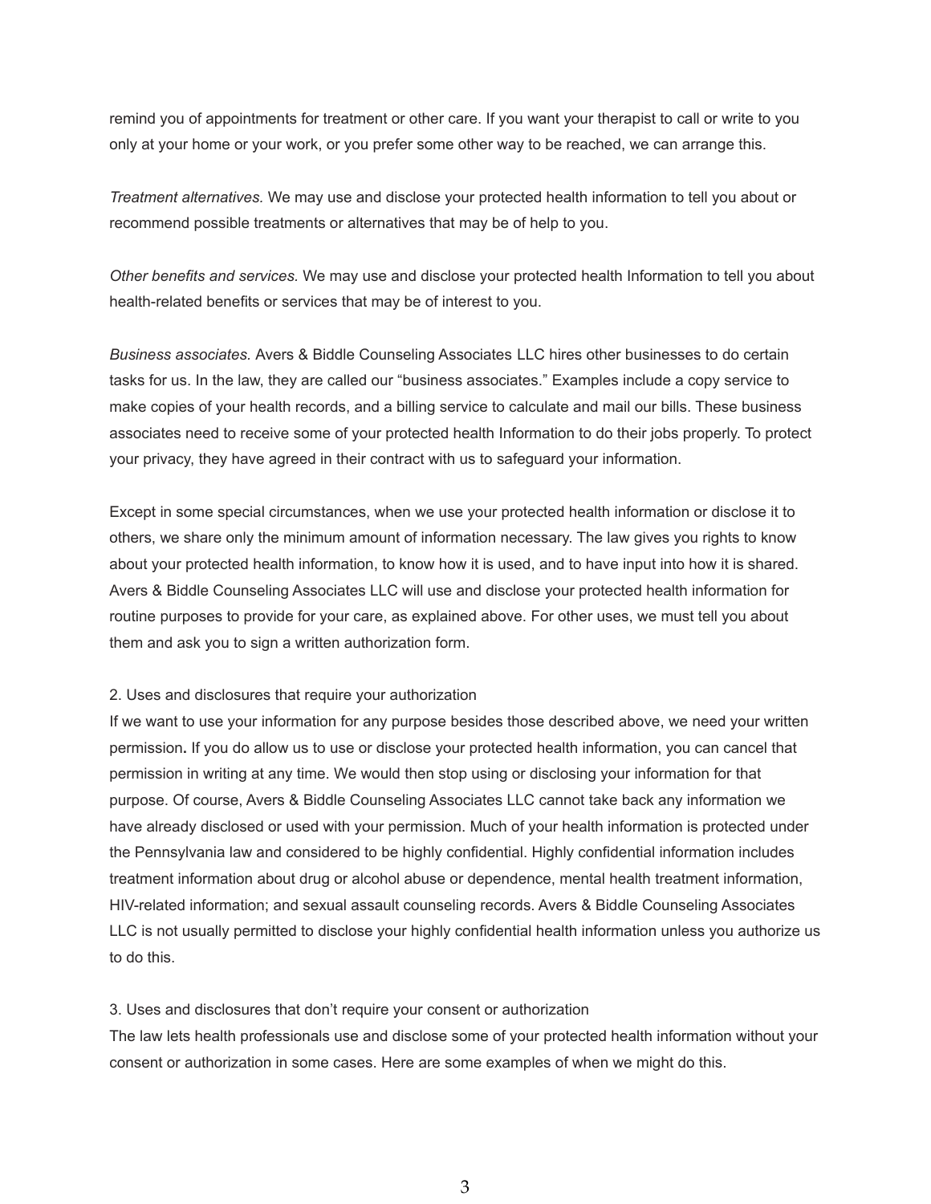remind you of appointments for treatment or other care. If you want your therapist to call or write to you only at your home or your work, or you prefer some other way to be reached, we can arrange this.

*Treatment alternatives.* We may use and disclose your protected health information to tell you about or recommend possible treatments or alternatives that may be of help to you.

*Other benefits and services*. We may use and disclose your protected health Information to tell you about health-related benefits or services that may be of interest to you.

*Business associates.* Avers & Biddle Counseling Associates LLC hires other businesses to do certain tasks for us. In the law, they are called our "business associates." Examples include a copy service to make copies of your health records, and a billing service to calculate and mail our bills. These business associates need to receive some of your protected health Information to do their jobs properly. To protect your privacy, they have agreed in their contract with us to safeguard your information.

Except in some special circumstances, when we use your protected health information or disclose it to others, we share only the minimum amount of information necessary. The law gives you rights to know about your protected health information, to know how it is used, and to have input into how it is shared. Avers & Biddle Counseling Associates LLC will use and disclose your protected health information for routine purposes to provide for your care, as explained above. For other uses, we must tell you about them and ask you to sign a written authorization form.

2. Uses and disclosures that require your authorization

If we want to use your information for any purpose besides those described above, we need your written permission**.** If you do allow us to use or disclose your protected health information, you can cancel that permission in writing at any time. We would then stop using or disclosing your information for that purpose. Of course, Avers & Biddle Counseling Associates LLC cannot take back any information we have already disclosed or used with your permission. Much of your health information is protected under the Pennsylvania law and considered to be highly confidential. Highly confidential information includes treatment information about drug or alcohol abuse or dependence, mental health treatment information, HIV-related information; and sexual assault counseling records. Avers & Biddle Counseling Associates LLC is not usually permitted to disclose your highly confidential health information unless you authorize us to do this.

3. Uses and disclosures that don't require your consent or authorization

The law lets health professionals use and disclose some of your protected health information without your consent or authorization in some cases. Here are some examples of when we might do this.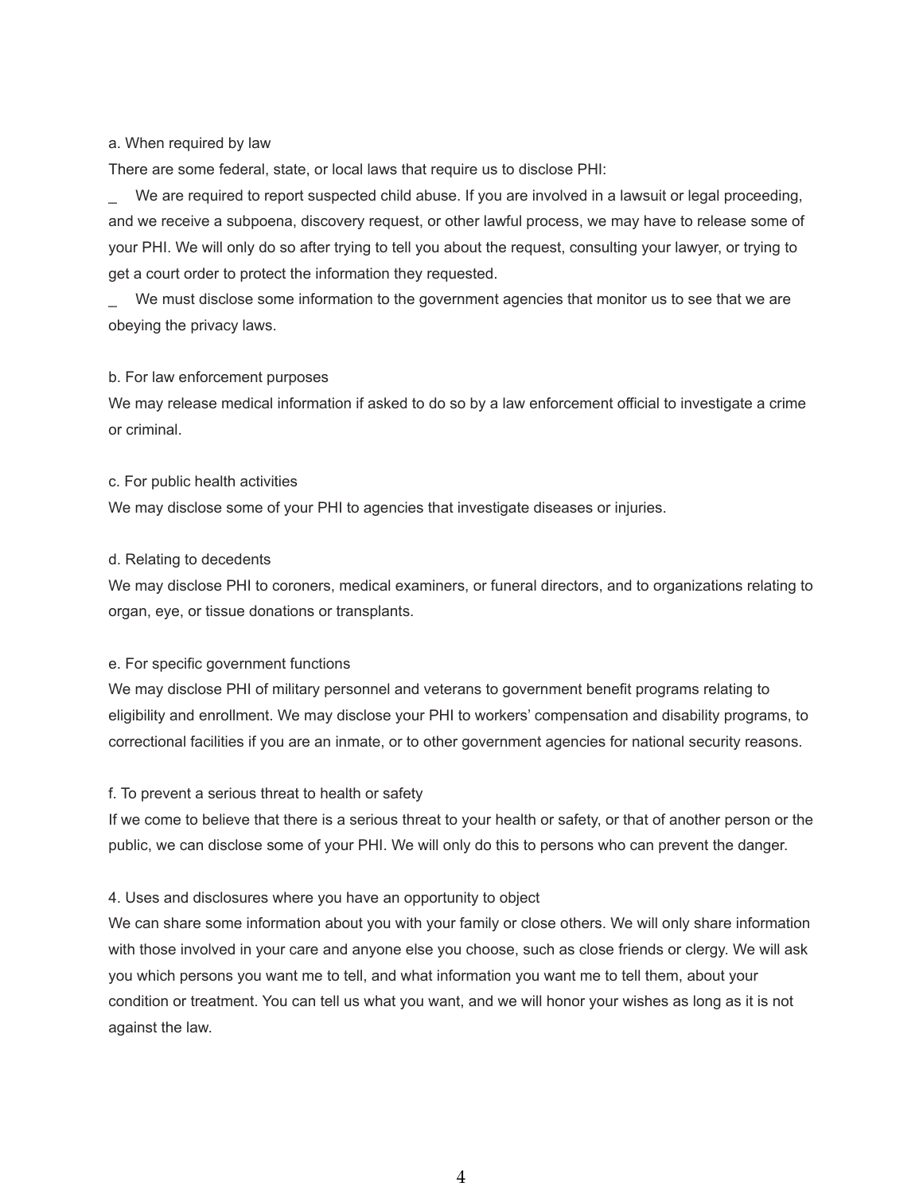a. When required by law

There are some federal, state, or local laws that require us to disclose PHI:

_ We are required to report suspected child abuse. If you are involved in a lawsuit or legal proceeding, and we receive a subpoena, discovery request, or other lawful process, we may have to release some of your PHI. We will only do so after trying to tell you about the request, consulting your lawyer, or trying to get a court order to protect the information they requested.

_ We must disclose some information to the government agencies that monitor us to see that we are obeying the privacy laws.

b. For law enforcement purposes

We may release medical information if asked to do so by a law enforcement official to investigate a crime or criminal.

c. For public health activities

We may disclose some of your PHI to agencies that investigate diseases or injuries.

d. Relating to decedents

We may disclose PHI to coroners, medical examiners, or funeral directors, and to organizations relating to organ, eye, or tissue donations or transplants.

e. For specific government functions

We may disclose PHI of military personnel and veterans to government benefit programs relating to eligibility and enrollment. We may disclose your PHI to workers' compensation and disability programs, to correctional facilities if you are an inmate, or to other government agencies for national security reasons.

f. To prevent a serious threat to health or safety

If we come to believe that there is a serious threat to your health or safety, or that of another person or the public, we can disclose some of your PHI. We will only do this to persons who can prevent the danger.

4. Uses and disclosures where you have an opportunity to object

We can share some information about you with your family or close others. We will only share information with those involved in your care and anyone else you choose, such as close friends or clergy. We will ask you which persons you want me to tell, and what information you want me to tell them, about your condition or treatment. You can tell us what you want, and we will honor your wishes as long as it is not against the law.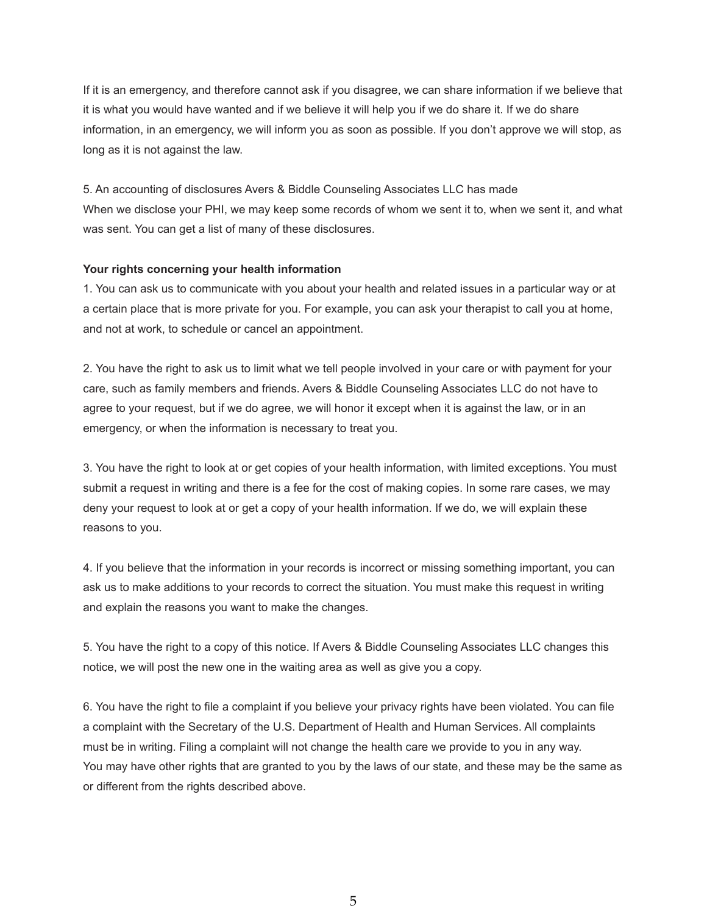If it is an emergency, and therefore cannot ask if you disagree, we can share information if we believe that it is what you would have wanted and if we believe it will help you if we do share it. If we do share information, in an emergency, we will inform you as soon as possible. If you don't approve we will stop, as long as it is not against the law.

5. An accounting of disclosures Avers & Biddle Counseling Associates LLC has made
When we disclose your PHI, we may keep some records of whom we sent it to, when we sent it, and what was sent. You can get a list of many of these disclosures.

**Your rights concerning your health information**

1. You can ask us to communicate with you about your health and related issues in a particular way or at a certain place that is more private for you. For example, you can ask your therapist to call you at home, and not at work, to schedule or cancel an appointment.

2. You have the right to ask us to limit what we tell people involved in your care or with payment for your care, such as family members and friends. Avers & Biddle Counseling Associates LLC do not have to agree to your request, but if we do agree, we will honor it except when it is against the law, or in an emergency, or when the information is necessary to treat you.

3. You have the right to look at or get copies of your health information, with limited exceptions. You must submit a request in writing and there is a fee for the cost of making copies. In some rare cases, we may deny your request to look at or get a copy of your health information. If we do, we will explain these reasons to you.

4. If you believe that the information in your records is incorrect or missing something important, you can ask us to make additions to your records to correct the situation. You must make this request in writing and explain the reasons you want to make the changes.

5. You have the right to a copy of this notice. If Avers & Biddle Counseling Associates LLC changes this notice, we will post the new one in the waiting area as well as give you a copy.

6. You have the right to file a complaint if you believe your privacy rights have been violated. You can file a complaint with the Secretary of the U.S. Department of Health and Human Services. All complaints must be in writing. Filing a complaint will not change the health care we provide to you in any way.
You may have other rights that are granted to you by the laws of our state, and these may be the same as or different from the rights described above.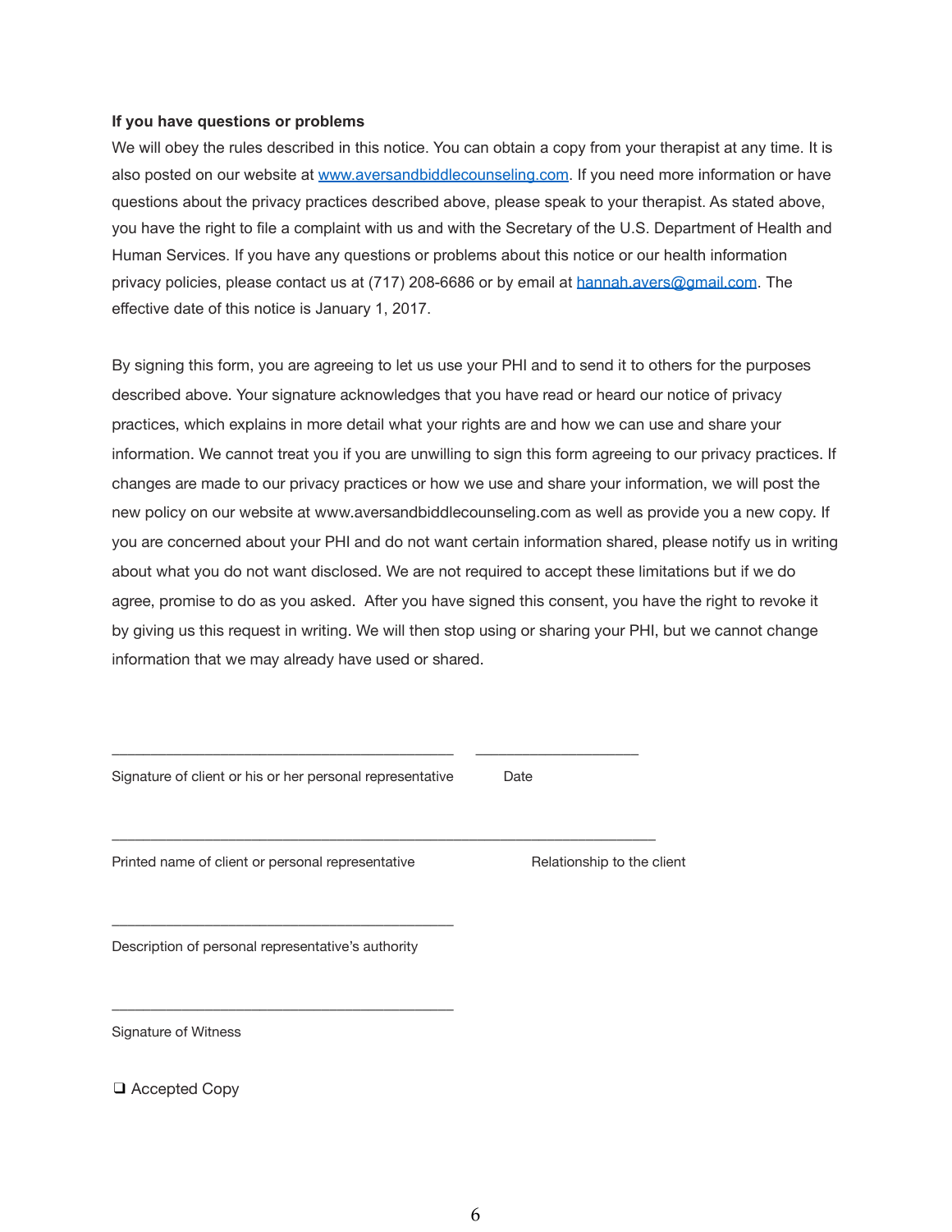**If you have questions or problems**

We will obey the rules described in this notice. You can obtain a copy from your therapist at any time. It is also posted on our website at [www.aversandbiddlecounseling.com](http://www.aversandbiddlecounseling.com). If you need more information or have questions about the privacy practices described above, please speak to your therapist. As stated above, you have the right to file a complaint with us and with the Secretary of the U.S. Department of Health and Human Services. If you have any questions or problems about this notice or our health information privacy policies, please contact us at (717) 208-6686 or by email at [hannah.avers@gmail.com](mailto:hannah.avers@gmail.com). The effective date of this notice is January 1, 2017.

By signing this form, you are agreeing to let us use your PHI and to send it to others for the purposes described above. Your signature acknowledges that you have read or heard our notice of privacy practices, which explains in more detail what your rights are and how we can use and share your information. We cannot treat you if you are unwilling to sign this form agreeing to our privacy practices. If changes are made to our privacy practices or how we use and share your information, we will post the new policy on our website at www.aversandbiddlecounseling.com as well as provide you a new copy. If you are concerned about your PHI and do not want certain information shared, please notify us in writing about what you do not want disclosed. We are not required to accept these limitations but if we do agree, promise to do as you asked. After you have signed this consent, you have the right to revoke it by giving us this request in writing. We will then stop using or sharing your PHI, but we cannot change information that we may already have used or shared.

\_\_\_\_\_\_\_\_\_\_\_\_\_\_\_\_\_\_\_\_\_\_\_\_\_\_\_\_\_\_\_\_\_\_\_\_\_\_\_\_ \_\_\_\_\_\_\_\_\_\_\_\_\_\_\_\_\_\_\_\_

Signature of client or his or her personal representative    Date

\_\_\_\_\_\_\_\_\_\_\_\_\_\_\_\_\_\_\_\_\_\_\_\_\_\_\_\_\_\_\_\_\_\_\_\_\_\_\_\_\_\_\_\_\_\_\_\_\_\_\_\_\_\_\_\_\_\_\_\_\_\_\_\_

Printed name of client or personal representative    Relationship to the client

\_\_\_\_\_\_\_\_\_\_\_\_\_\_\_\_\_\_\_\_\_\_\_\_\_\_\_\_\_\_\_\_\_\_\_\_\_\_\_\_

Description of personal representative's authority

\_\_\_\_\_\_\_\_\_\_\_\_\_\_\_\_\_\_\_\_\_\_\_\_\_\_\_\_\_\_\_\_\_\_\_\_\_\_\_\_

Signature of Witness

❑ Accepted Copy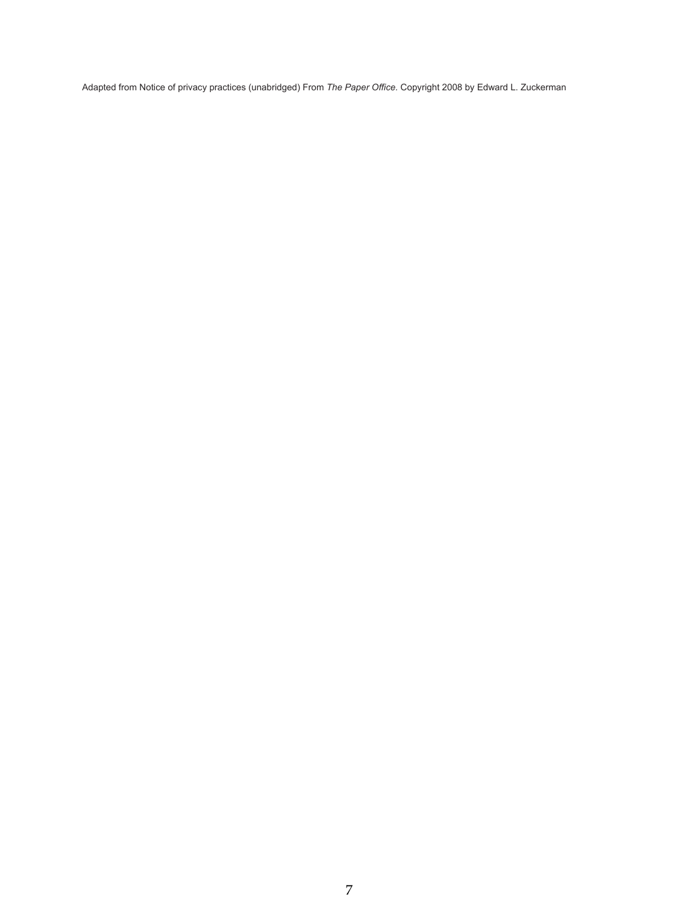Adapted from Notice of privacy practices (unabridged) From *The Paper Office*. Copyright 2008 by Edward L. Zuckerman